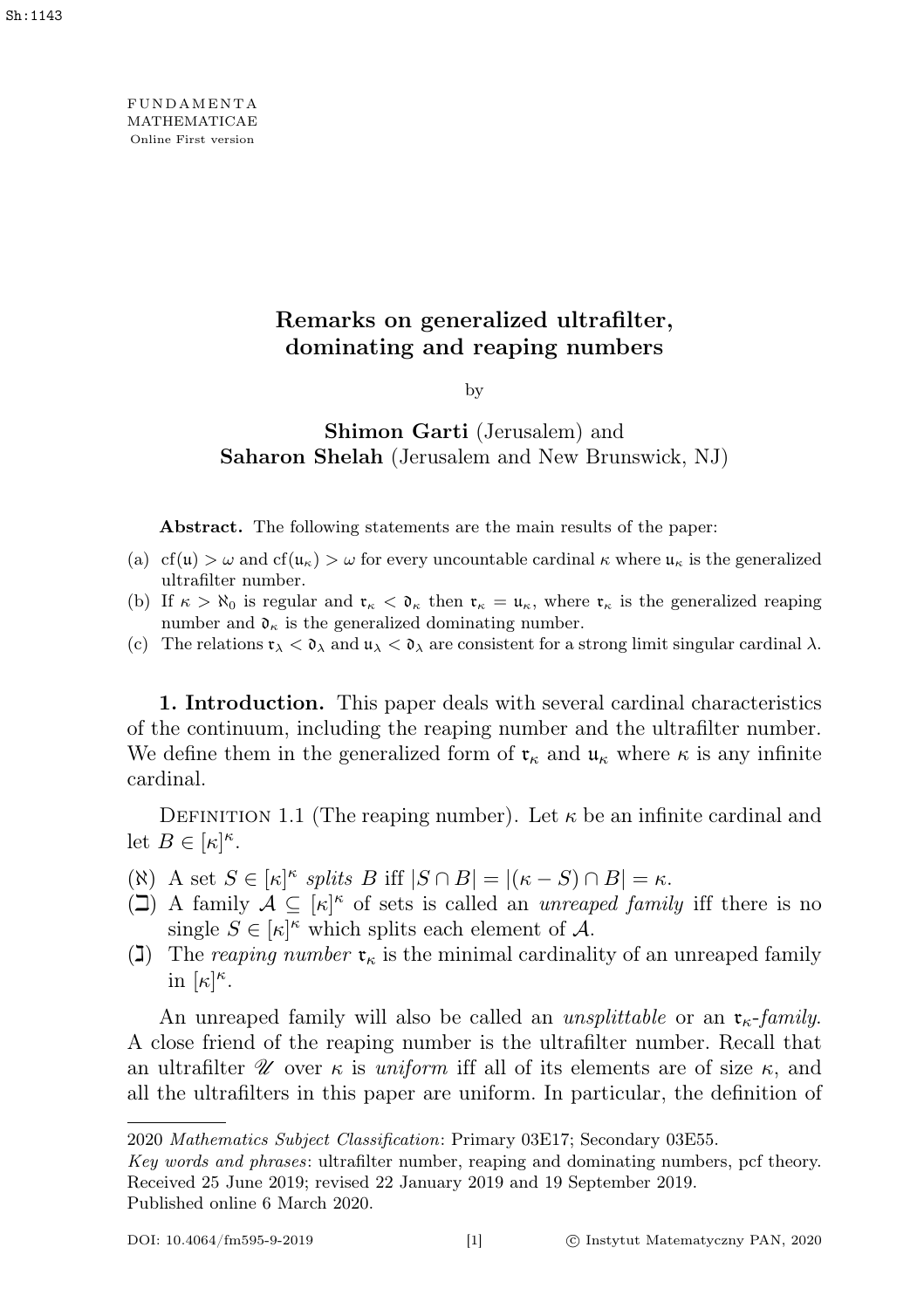# Remarks on generalized ultrafilter, dominating and reaping numbers

by

**Shimon Garti** (Jerusalem) and
**Saharon Shelah** (Jerusalem and New Brunswick, NJ)

**Abstract.** The following statements are the main results of the paper:

(a) $\mathrm{cf}(\mathfrak{u}) > \omega$ and $\mathrm{cf}(\mathfrak{u}_\kappa) > \omega$ for every uncountable cardinal $\kappa$ where $\mathfrak{u}_\kappa$ is the generalized ultrafilter number.

(b) If $\kappa > \aleph_0$ is regular and $\mathfrak{r}_\kappa < \mathfrak{d}_\kappa$ then $\mathfrak{r}_\kappa = \mathfrak{u}_\kappa$, where $\mathfrak{r}_\kappa$ is the generalized reaping number and $\mathfrak{d}_\kappa$ is the generalized dominating number.

(c) The relations $\mathfrak{r}_\lambda < \mathfrak{d}_\lambda$ and $\mathfrak{u}_\lambda < \mathfrak{d}_\lambda$ are consistent for a strong limit singular cardinal $\lambda$.

**1. Introduction.** This paper deals with several cardinal characteristics of the continuum, including the reaping number and the ultrafilter number. We define them in the generalized form of $\mathfrak{r}_\kappa$ and $\mathfrak{u}_\kappa$ where $\kappa$ is any infinite cardinal.

Definition 1.1 (The reaping number). Let $\kappa$ be an infinite cardinal and let $B \in [\kappa]^\kappa$.

($\aleph$) A set $S \in [\kappa]^\kappa$ *splits* $B$ iff $|S \cap B| = |(\kappa - S) \cap B| = \kappa$.

($\beth$) A family $\mathcal{A} \subseteq [\kappa]^\kappa$ of sets is called an *unreaped family* iff there is no single $S \in [\kappa]^\kappa$ which splits each element of $\mathcal{A}$.

($\gimel$) The *reaping number* $\mathfrak{r}_\kappa$ is the minimal cardinality of an unreaped family in $[\kappa]^\kappa$.

An unreaped family will also be called an *unsplittable* or an $\mathfrak{r}_\kappa$*-family*. A close friend of the reaping number is the ultrafilter number. Recall that an ultrafilter $\mathscr{U}$ over $\kappa$ is *uniform* iff all of its elements are of size $\kappa$, and all the ultrafilters in this paper are uniform. In particular, the definition of

---

2020 *Mathematics Subject Classification*: Primary 03E17; Secondary 03E55.

*Key words and phrases*: ultrafilter number, reaping and dominating numbers, pcf theory.

Received 25 June 2019; revised 22 January 2019 and 19 September 2019.

Published online 6 March 2020.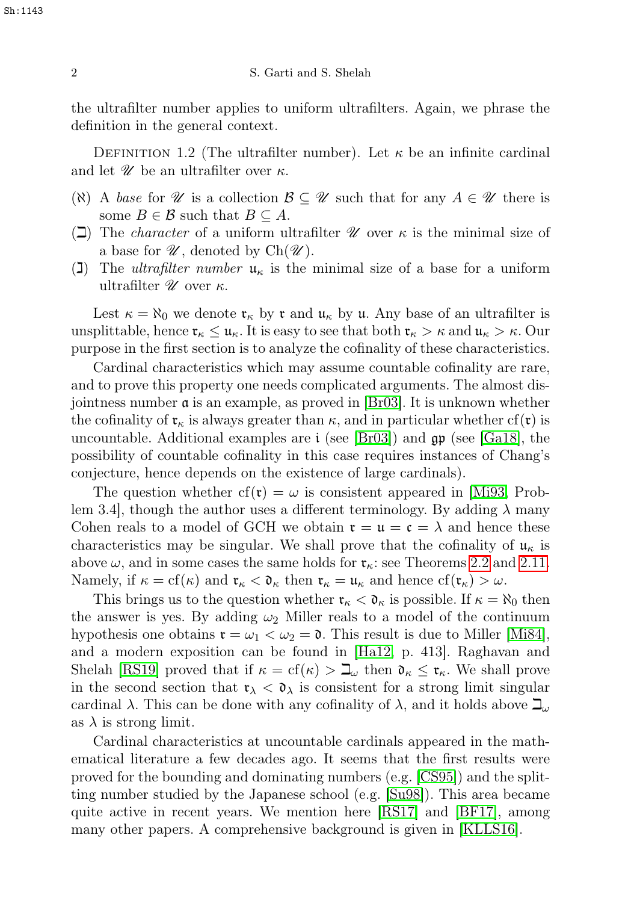the ultrafilter number applies to uniform ultrafilters. Again, we phrase the definition in the general context.

Definition 1.2 (The ultrafilter number). Let $\kappa$ be an infinite cardinal and let $\mathscr{U}$ be an ultrafilter over $\kappa$.

($\aleph$) A *base* for $\mathscr{U}$ is a collection $\mathcal{B} \subseteq \mathscr{U}$ such that for any $A \in \mathscr{U}$ there is some $B \in \mathcal{B}$ such that $B \subseteq A$.

($\beth$) The *character* of a uniform ultrafilter $\mathscr{U}$ over $\kappa$ is the minimal size of a base for $\mathscr{U}$, denoted by $\mathrm{Ch}(\mathscr{U})$.

($\gimel$) The *ultrafilter number* $\mathfrak{u}_\kappa$ is the minimal size of a base for a uniform ultrafilter $\mathscr{U}$ over $\kappa$.

Lest $\kappa = \aleph_0$ we denote $\mathfrak{r}_\kappa$ by $\mathfrak{r}$ and $\mathfrak{u}_\kappa$ by $\mathfrak{u}$. Any base of an ultrafilter is unsplittable, hence $\mathfrak{r}_\kappa \leq \mathfrak{u}_\kappa$. It is easy to see that both $\mathfrak{r}_\kappa > \kappa$ and $\mathfrak{u}_\kappa > \kappa$. Our purpose in the first section is to analyze the cofinality of these characteristics.

Cardinal characteristics which may assume countable cofinality are rare, and to prove this property one needs complicated arguments. The almost disjointness number $\mathfrak{a}$ is an example, as proved in [Br03]. It is unknown whether the cofinality of $\mathfrak{r}_\kappa$ is always greater than $\kappa$, and in particular whether $\mathrm{cf}(\mathfrak{r})$ is uncountable. Additional examples are $\mathfrak{i}$ (see [Br03]) and $\mathfrak{gp}$ (see [Ga18], the possibility of countable cofinality in this case requires instances of Chang's conjecture, hence depends on the existence of large cardinals).

The question whether $\mathrm{cf}(\mathfrak{r}) = \omega$ is consistent appeared in [Mi93, Problem 3.4], though the author uses a different terminology. By adding $\lambda$ many Cohen reals to a model of GCH we obtain $\mathfrak{r} = \mathfrak{u} = \mathfrak{c} = \lambda$ and hence these characteristics may be singular. We shall prove that the cofinality of $\mathfrak{u}_\kappa$ is above $\omega$, and in some cases the same holds for $\mathfrak{r}_\kappa$: see Theorems 2.2 and 2.11. Namely, if $\kappa = \mathrm{cf}(\kappa)$ and $\mathfrak{r}_\kappa < \mathfrak{d}_\kappa$ then $\mathfrak{r}_\kappa = \mathfrak{u}_\kappa$ and hence $\mathrm{cf}(\mathfrak{r}_\kappa) > \omega$.

This brings us to the question whether $\mathfrak{r}_\kappa < \mathfrak{d}_\kappa$ is possible. If $\kappa = \aleph_0$ then the answer is yes. By adding $\omega_2$ Miller reals to a model of the continuum hypothesis one obtains $\mathfrak{r} = \omega_1 < \omega_2 = \mathfrak{d}$. This result is due to Miller [Mi84], and a modern exposition can be found in [Ha12, p. 413]. Raghavan and Shelah [RS19] proved that if $\kappa = \mathrm{cf}(\kappa) > \beth_\omega$ then $\mathfrak{d}_\kappa \leq \mathfrak{r}_\kappa$. We shall prove in the second section that $\mathfrak{r}_\lambda < \mathfrak{d}_\lambda$ is consistent for a strong limit singular cardinal $\lambda$. This can be done with any cofinality of $\lambda$, and it holds above $\beth_\omega$ as $\lambda$ is strong limit.

Cardinal characteristics at uncountable cardinals appeared in the mathematical literature a few decades ago. It seems that the first results were proved for the bounding and dominating numbers (e.g. [CS95]) and the splitting number studied by the Japanese school (e.g. [Su98]). This area became quite active in recent years. We mention here [RS17] and [BF17], among many other papers. A comprehensive background is given in [KLLS16].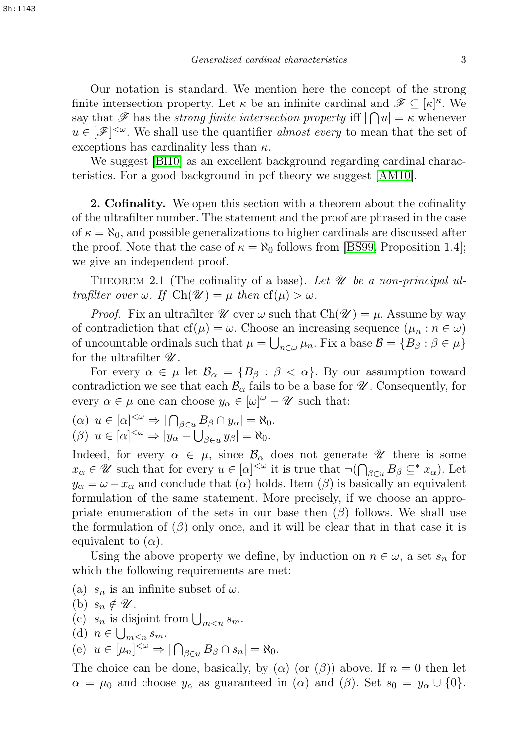Our notation is standard. We mention here the concept of the strong finite intersection property. Let $\kappa$ be an infinite cardinal and $\mathscr{F} \subseteq [\kappa]^\kappa$. We say that $\mathscr{F}$ has the *strong finite intersection property* iff $|\bigcap u| = \kappa$ whenever $u \in [\mathscr{F}]^{<\omega}$. We shall use the quantifier *almost every* to mean that the set of exceptions has cardinality less than $\kappa$.

We suggest [Bl10] as an excellent background regarding cardinal characteristics. For a good background in pcf theory we suggest [AM10].

**2. Cofinality.** We open this section with a theorem about the cofinality of the ultrafilter number. The statement and the proof are phrased in the case of $\kappa = \aleph_0$, and possible generalizations to higher cardinals are discussed after the proof. Note that the case of $\kappa = \aleph_0$ follows from [BS99, Proposition 1.4]; we give an independent proof.

THEOREM 2.1 (The cofinality of a base). *Let $\mathscr{U}$ be a non-principal ultrafilter over $\omega$. If $\mathrm{Ch}(\mathscr{U}) = \mu$ then $\mathrm{cf}(\mu) > \omega$.*

*Proof.* Fix an ultrafilter $\mathscr{U}$ over $\omega$ such that $\mathrm{Ch}(\mathscr{U}) = \mu$. Assume by way of contradiction that $\mathrm{cf}(\mu) = \omega$. Choose an increasing sequence $(\mu_n : n \in \omega)$ of uncountable ordinals such that $\mu = \bigcup_{n\in\omega} \mu_n$. Fix a base $\mathcal{B} = \{B_\beta : \beta \in \mu\}$ for the ultrafilter $\mathscr{U}$.

For every $\alpha \in \mu$ let $\mathcal{B}_\alpha = \{B_\beta : \beta < \alpha\}$. By our assumption toward contradiction we see that each $\mathcal{B}_\alpha$ fails to be a base for $\mathscr{U}$. Consequently, for every $\alpha \in \mu$ one can choose $y_\alpha \in [\omega]^\omega - \mathscr{U}$ such that:

($\alpha$) $u \in [\alpha]^{<\omega} \Rightarrow |\bigcap_{\beta\in u} B_\beta \cap y_\alpha| = \aleph_0$.

($\beta$) $u \in [\alpha]^{<\omega} \Rightarrow |y_\alpha - \bigcup_{\beta\in u} y_\beta| = \aleph_0$.

Indeed, for every $\alpha \in \mu$, since $\mathcal{B}_\alpha$ does not generate $\mathscr{U}$ there is some $x_\alpha \in \mathscr{U}$ such that for every $u \in [\alpha]^{<\omega}$ it is true that $\neg(\bigcap_{\beta\in u} B_\beta \subseteq^* x_\alpha)$. Let $y_\alpha = \omega - x_\alpha$ and conclude that ($\alpha$) holds. Item ($\beta$) is basically an equivalent formulation of the same statement. More precisely, if we choose an appropriate enumeration of the sets in our base then ($\beta$) follows. We shall use the formulation of ($\beta$) only once, and it will be clear that in that case it is equivalent to ($\alpha$).

Using the above property we define, by induction on $n \in \omega$, a set $s_n$ for which the following requirements are met:

(a) $s_n$ is an infinite subset of $\omega$.

(b) $s_n \notin \mathscr{U}$.

(c) $s_n$ is disjoint from $\bigcup_{m<n} s_m$.

(d) $n \in \bigcup_{m\leq n} s_m$.

(e) $u \in [\mu_n]^{<\omega} \Rightarrow |\bigcap_{\beta\in u} B_\beta \cap s_n| = \aleph_0$.

The choice can be done, basically, by ($\alpha$) (or ($\beta$)) above. If $n = 0$ then let $\alpha = \mu_0$ and choose $y_\alpha$ as guaranteed in ($\alpha$) and ($\beta$). Set $s_0 = y_\alpha \cup \{0\}$.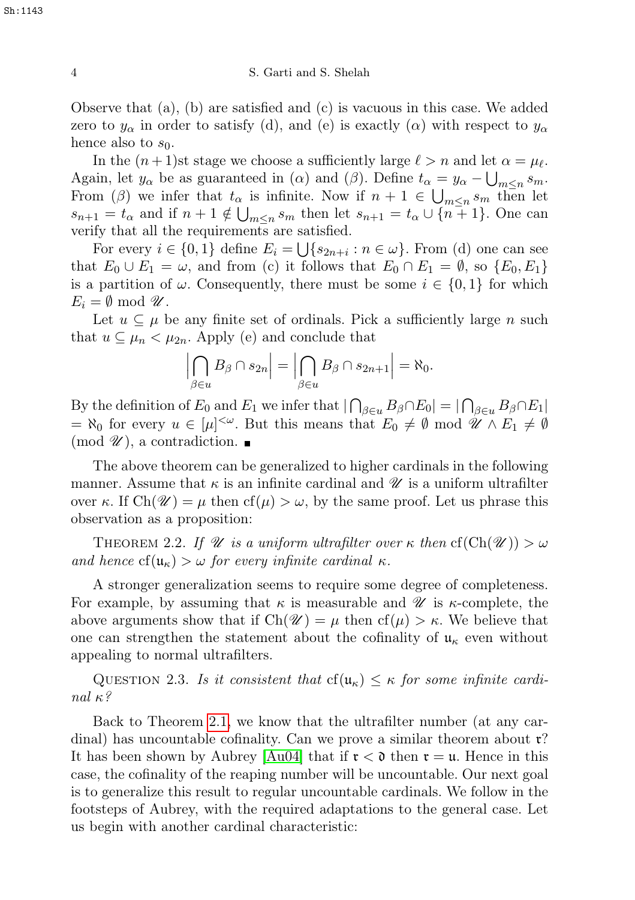Observe that (a), (b) are satisfied and (c) is vacuous in this case. We added zero to $y_\alpha$ in order to satisfy (d), and (e) is exactly $(\alpha)$ with respect to $y_\alpha$ hence also to $s_0$.

In the $(n+1)$st stage we choose a sufficiently large $\ell > n$ and let $\alpha = \mu_\ell$. Again, let $y_\alpha$ be as guaranteed in $(\alpha)$ and $(\beta)$. Define $t_\alpha = y_\alpha - \bigcup_{m\leq n} s_m$. From $(\beta)$ we infer that $t_\alpha$ is infinite. Now if $n+1 \in \bigcup_{m\leq n} s_m$ then let $s_{n+1} = t_\alpha$ and if $n+1 \notin \bigcup_{m\leq n} s_m$ then let $s_{n+1} = t_\alpha \cup \{n+1\}$. One can verify that all the requirements are satisfied.

For every $i \in \{0,1\}$ define $E_i = \bigcup\{s_{2n+i} : n \in \omega\}$. From (d) one can see that $E_0 \cup E_1 = \omega$, and from (c) it follows that $E_0 \cap E_1 = \emptyset$, so $\{E_0, E_1\}$ is a partition of $\omega$. Consequently, there must be some $i \in \{0,1\}$ for which $E_i = \emptyset \bmod \mathscr{U}$.

Let $u \subseteq \mu$ be any finite set of ordinals. Pick a sufficiently large $n$ such that $u \subseteq \mu_n < \mu_{2n}$. Apply (e) and conclude that

$$\Big|\bigcap_{\beta\in u} B_\beta \cap s_{2n}\Big| = \Big|\bigcap_{\beta\in u} B_\beta \cap s_{2n+1}\Big| = \aleph_0.$$

By the definition of $E_0$ and $E_1$ we infer that $|\bigcap_{\beta\in u} B_\beta \cap E_0| = |\bigcap_{\beta\in u} B_\beta \cap E_1| = \aleph_0$ for every $u \in [\mu]^{<\omega}$. But this means that $E_0 \neq \emptyset \bmod \mathscr{U} \wedge E_1 \neq \emptyset$ (mod $\mathscr{U}$), a contradiction. ∎

The above theorem can be generalized to higher cardinals in the following manner. Assume that $\kappa$ is an infinite cardinal and $\mathscr{U}$ is a uniform ultrafilter over $\kappa$. If $\mathrm{Ch}(\mathscr{U}) = \mu$ then $\mathrm{cf}(\mu) > \omega$, by the same proof. Let us phrase this observation as a proposition:

THEOREM 2.2. *If $\mathscr{U}$ is a uniform ultrafilter over $\kappa$ then $\mathrm{cf}(\mathrm{Ch}(\mathscr{U})) > \omega$ and hence $\mathrm{cf}(\mathfrak{u}_\kappa) > \omega$ for every infinite cardinal $\kappa$.*

A stronger generalization seems to require some degree of completeness. For example, by assuming that $\kappa$ is measurable and $\mathscr{U}$ is $\kappa$-complete, the above arguments show that if $\mathrm{Ch}(\mathscr{U}) = \mu$ then $\mathrm{cf}(\mu) > \kappa$. We believe that one can strengthen the statement about the cofinality of $\mathfrak{u}_\kappa$ even without appealing to normal ultrafilters.

QUESTION 2.3. *Is it consistent that $\mathrm{cf}(\mathfrak{u}_\kappa) \leq \kappa$ for some infinite cardinal $\kappa$?*

Back to Theorem 2.1, we know that the ultrafilter number (at any cardinal) has uncountable cofinality. Can we prove a similar theorem about $\mathfrak{r}$? It has been shown by Aubrey [Au04] that if $\mathfrak{r} < \mathfrak{d}$ then $\mathfrak{r} = \mathfrak{u}$. Hence in this case, the cofinality of the reaping number will be uncountable. Our next goal is to generalize this result to regular uncountable cardinals. We follow in the footsteps of Aubrey, with the required adaptations to the general case. Let us begin with another cardinal characteristic: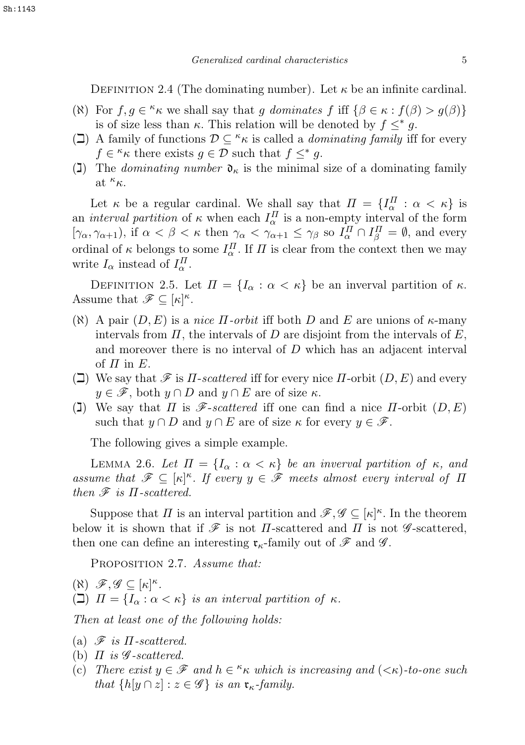Definition 2.4 (The dominating number). Let $\kappa$ be an infinite cardinal.

- ($\aleph$) For $f, g \in {}^{\kappa}\kappa$ we shall say that $g$ *dominates* $f$ iff $\{\beta \in \kappa : f(\beta) > g(\beta)\}$ is of size less than $\kappa$. This relation will be denoted by $f \leq^* g$.
- ($\beth$) A family of functions $\mathcal{D} \subseteq {}^{\kappa}\kappa$ is called a *dominating family* iff for every $f \in {}^{\kappa}\kappa$ there exists $g \in \mathcal{D}$ such that $f \leq^* g$.
- ($\gimel$) The *dominating number* $\mathfrak{d}_\kappa$ is the minimal size of a dominating family at ${}^{\kappa}\kappa$.

Let $\kappa$ be a regular cardinal. We shall say that $\Pi = \{I^{\Pi}_{\alpha} : \alpha < \kappa\}$ is an *interval partition* of $\kappa$ when each $I^{\Pi}_{\alpha}$ is a non-empty interval of the form $[\gamma_\alpha, \gamma_{\alpha+1})$, if $\alpha < \beta < \kappa$ then $\gamma_\alpha < \gamma_{\alpha+1} \leq \gamma_\beta$ so $I^{\Pi}_{\alpha} \cap I^{\Pi}_{\beta} = \emptyset$, and every ordinal of $\kappa$ belongs to some $I^{\Pi}_{\alpha}$. If $\Pi$ is clear from the context then we may write $I_\alpha$ instead of $I^{\Pi}_{\alpha}$.

Definition 2.5. Let $\Pi = \{I_\alpha : \alpha < \kappa\}$ be an inverval partition of $\kappa$. Assume that $\mathscr{F} \subseteq [\kappa]^\kappa$.

- ($\aleph$) A pair $(D, E)$ is a *nice $\Pi$-orbit* iff both $D$ and $E$ are unions of $\kappa$-many intervals from $\Pi$, the intervals of $D$ are disjoint from the intervals of $E$, and moreover there is no interval of $D$ which has an adjacent interval of $\Pi$ in $E$.
- ($\beth$) We say that $\mathscr{F}$ is *$\Pi$-scattered* iff for every nice $\Pi$-orbit $(D, E)$ and every $y \in \mathscr{F}$, both $y \cap D$ and $y \cap E$ are of size $\kappa$.
- ($\gimel$) We say that $\Pi$ is *$\mathscr{F}$-scattered* iff one can find a nice $\Pi$-orbit $(D, E)$ such that $y \cap D$ and $y \cap E$ are of size $\kappa$ for every $y \in \mathscr{F}$.

The following gives a simple example.

Lemma 2.6. *Let $\Pi = \{I_\alpha : \alpha < \kappa\}$ be an inverval partition of $\kappa$, and assume that $\mathscr{F} \subseteq [\kappa]^\kappa$. If every $y \in \mathscr{F}$ meets almost every interval of $\Pi$ then $\mathscr{F}$ is $\Pi$-scattered.*

Suppose that $\Pi$ is an interval partition and $\mathscr{F}, \mathscr{G} \subseteq [\kappa]^\kappa$. In the theorem below it is shown that if $\mathscr{F}$ is not $\Pi$-scattered and $\Pi$ is not $\mathscr{G}$-scattered, then one can define an interesting $\mathfrak{r}_\kappa$-family out of $\mathscr{F}$ and $\mathscr{G}$.

Proposition 2.7. *Assume that:*

- ($\aleph$) $\mathscr{F}, \mathscr{G} \subseteq [\kappa]^\kappa$.
- ($\beth$) $\Pi = \{I_\alpha : \alpha < \kappa\}$ *is an interval partition of* $\kappa$.

*Then at least one of the following holds:*

- (a) $\mathscr{F}$ *is $\Pi$-scattered.*
- (b) $\Pi$ *is $\mathscr{G}$-scattered.*
- (c) *There exist $y \in \mathscr{F}$ and $h \in {}^{\kappa}\kappa$ which is increasing and $({<}\kappa)$-to-one such that $\{h[y \cap z] : z \in \mathscr{G}\}$ is an $\mathfrak{r}_\kappa$-family.*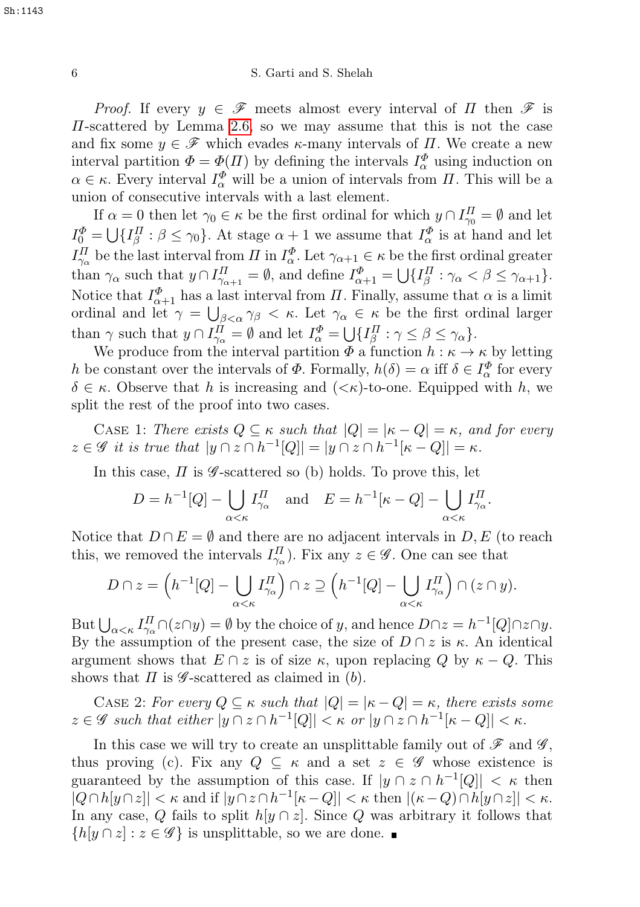*Proof.* If every $y \in \mathscr{F}$ meets almost every interval of $\Pi$ then $\mathscr{F}$ is $\Pi$-scattered by Lemma 2.6, so we may assume that this is not the case and fix some $y \in \mathscr{F}$ which evades $\kappa$-many intervals of $\Pi$. We create a new interval partition $\Phi = \Phi(\Pi)$ by defining the intervals $I^\Phi_\alpha$ using induction on $\alpha \in \kappa$. Every interval $I^\Phi_\alpha$ will be a union of intervals from $\Pi$. This will be a union of consecutive intervals with a last element.

If $\alpha = 0$ then let $\gamma_0 \in \kappa$ be the first ordinal for which $y \cap I^\Pi_{\gamma_0} = \emptyset$ and let $I^\Phi_0 = \bigcup\{I^\Pi_\beta : \beta \leq \gamma_0\}$. At stage $\alpha+1$ we assume that $I^\Phi_\alpha$ is at hand and let $I^\Pi_{\gamma_\alpha}$ be the last interval from $\Pi$ in $I^\Phi_\alpha$. Let $\gamma_{\alpha+1} \in \kappa$ be the first ordinal greater than $\gamma_\alpha$ such that $y \cap I^\Pi_{\gamma_{\alpha+1}} = \emptyset$, and define $I^\Phi_{\alpha+1} = \bigcup\{I^\Pi_\beta : \gamma_\alpha < \beta \leq \gamma_{\alpha+1}\}$. Notice that $I^\Phi_{\alpha+1}$ has a last interval from $\Pi$. Finally, assume that $\alpha$ is a limit ordinal and let $\gamma = \bigcup_{\beta<\alpha}\gamma_\beta < \kappa$. Let $\gamma_\alpha \in \kappa$ be the first ordinal larger than $\gamma$ such that $y \cap I^\Pi_{\gamma_\alpha} = \emptyset$ and let $I^\Phi_\alpha = \bigcup\{I^\Pi_\beta : \gamma \leq \beta \leq \gamma_\alpha\}$.

We produce from the interval partition $\Phi$ a function $h : \kappa \to \kappa$ by letting $h$ be constant over the intervals of $\Phi$. Formally, $h(\delta) = \alpha$ iff $\delta \in I^\Phi_\alpha$ for every $\delta \in \kappa$. Observe that $h$ is increasing and $({<}\kappa)$-to-one. Equipped with $h$, we split the rest of the proof into two cases.

Case 1: *There exists $Q \subseteq \kappa$ such that $|Q| = |\kappa - Q| = \kappa$, and for every $z \in \mathscr{G}$ it is true that $|y \cap z \cap h^{-1}[Q]| = |y \cap z \cap h^{-1}[\kappa - Q]| = \kappa$.*

In this case, $\Pi$ is $\mathscr{G}$-scattered so (b) holds. To prove this, let

$$D = h^{-1}[Q] - \bigcup_{\alpha<\kappa} I^\Pi_{\gamma_\alpha} \quad \text{and} \quad E = h^{-1}[\kappa - Q] - \bigcup_{\alpha<\kappa} I^\Pi_{\gamma_\alpha}.$$

Notice that $D \cap E = \emptyset$ and there are no adjacent intervals in $D, E$ (to reach this, we removed the intervals $I^\Pi_{\gamma_\alpha}$). Fix any $z \in \mathscr{G}$. One can see that

$$D \cap z = \Big(h^{-1}[Q] - \bigcup_{\alpha<\kappa} I^\Pi_{\gamma_\alpha}\Big) \cap z \supseteq \Big(h^{-1}[Q] - \bigcup_{\alpha<\kappa} I^\Pi_{\gamma_\alpha}\Big) \cap (z \cap y).$$

But $\bigcup_{\alpha<\kappa} I^\Pi_{\gamma_\alpha} \cap (z \cap y) = \emptyset$ by the choice of $y$, and hence $D \cap z = h^{-1}[Q] \cap z \cap y$. By the assumption of the present case, the size of $D \cap z$ is $\kappa$. An identical argument shows that $E \cap z$ is of size $\kappa$, upon replacing $Q$ by $\kappa - Q$. This shows that $\Pi$ is $\mathscr{G}$-scattered as claimed in $(b)$.

Case 2: *For every $Q \subseteq \kappa$ such that $|Q| = |\kappa - Q| = \kappa$, there exists some $z \in \mathscr{G}$ such that either $|y \cap z \cap h^{-1}[Q]| < \kappa$ or $|y \cap z \cap h^{-1}[\kappa - Q]| < \kappa$.*

In this case we will try to create an unsplittable family out of $\mathscr{F}$ and $\mathscr{G}$, thus proving (c). Fix any $Q \subseteq \kappa$ and a set $z \in \mathscr{G}$ whose existence is guaranteed by the assumption of this case. If $|y \cap z \cap h^{-1}[Q]| < \kappa$ then $|Q \cap h[y \cap z]| < \kappa$ and if $|y \cap z \cap h^{-1}[\kappa - Q]| < \kappa$ then $|(\kappa - Q) \cap h[y \cap z]| < \kappa$. In any case, $Q$ fails to split $h[y \cap z]$. Since $Q$ was arbitrary it follows that $\{h[y \cap z] : z \in \mathscr{G}\}$ is unsplittable, so we are done. ∎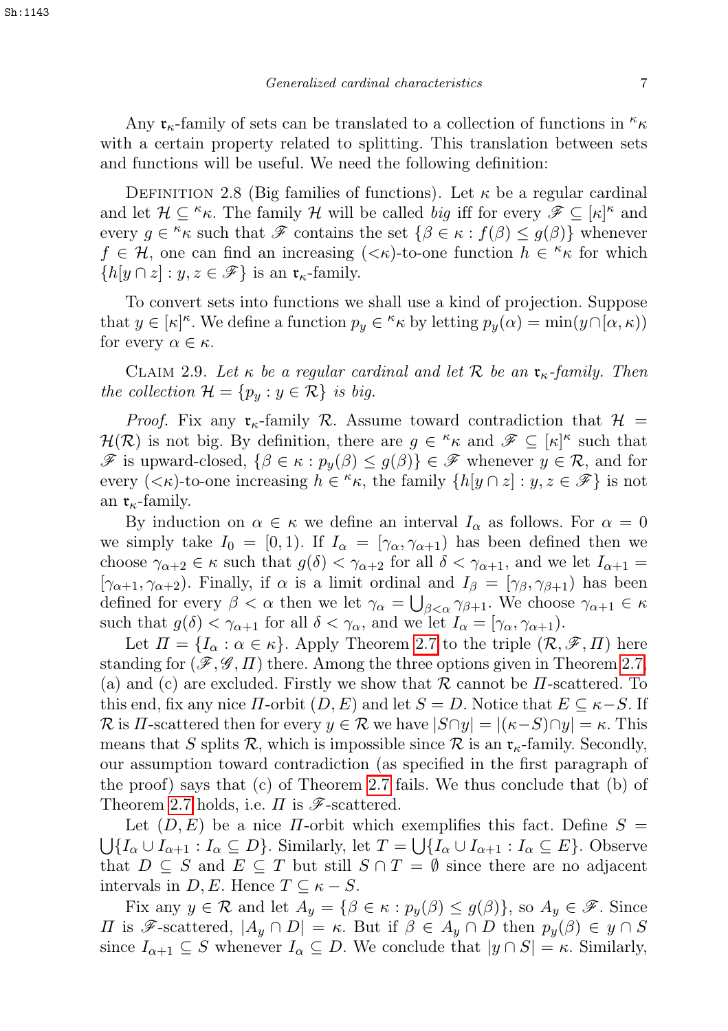Any $\mathfrak{r}_\kappa$-family of sets can be translated to a collection of functions in ${}^\kappa\kappa$ with a certain property related to splitting. This translation between sets and functions will be useful. We need the following definition:

Definition 2.8 (Big families of functions). Let $\kappa$ be a regular cardinal and let $\mathcal{H} \subseteq {}^\kappa\kappa$. The family $\mathcal{H}$ will be called *big* iff for every $\mathscr{F} \subseteq [\kappa]^\kappa$ and every $g \in {}^\kappa\kappa$ such that $\mathscr{F}$ contains the set $\{\beta \in \kappa : f(\beta) \leq g(\beta)\}$ whenever $f \in \mathcal{H}$, one can find an increasing ($<\kappa$)-to-one function $h \in {}^\kappa\kappa$ for which $\{h[y \cap z] : y, z \in \mathscr{F}\}$ is an $\mathfrak{r}_\kappa$-family.

To convert sets into functions we shall use a kind of projection. Suppose that $y \in [\kappa]^\kappa$. We define a function $p_y \in {}^\kappa\kappa$ by letting $p_y(\alpha) = \min(y \cap [\alpha, \kappa))$ for every $\alpha \in \kappa$.

Claim 2.9. *Let $\kappa$ be a regular cardinal and let $\mathcal{R}$ be an $\mathfrak{r}_\kappa$-family. Then the collection $\mathcal{H} = \{p_y : y \in \mathcal{R}\}$ is big.*

*Proof.* Fix any $\mathfrak{r}_\kappa$-family $\mathcal{R}$. Assume toward contradiction that $\mathcal{H} = \mathcal{H}(\mathcal{R})$ is not big. By definition, there are $g \in {}^\kappa\kappa$ and $\mathscr{F} \subseteq [\kappa]^\kappa$ such that $\mathscr{F}$ is upward-closed, $\{\beta \in \kappa : p_y(\beta) \leq g(\beta)\} \in \mathscr{F}$ whenever $y \in \mathcal{R}$, and for every ($<\kappa$)-to-one increasing $h \in {}^\kappa\kappa$, the family $\{h[y \cap z] : y, z \in \mathscr{F}\}$ is not an $\mathfrak{r}_\kappa$-family.

By induction on $\alpha \in \kappa$ we define an interval $I_\alpha$ as follows. For $\alpha = 0$ we simply take $I_0 = [0, 1)$. If $I_\alpha = [\gamma_\alpha, \gamma_{\alpha+1})$ has been defined then we choose $\gamma_{\alpha+2} \in \kappa$ such that $g(\delta) < \gamma_{\alpha+2}$ for all $\delta < \gamma_{\alpha+1}$, and we let $I_{\alpha+1} = [\gamma_{\alpha+1}, \gamma_{\alpha+2})$. Finally, if $\alpha$ is a limit ordinal and $I_\beta = [\gamma_\beta, \gamma_{\beta+1})$ has been defined for every $\beta < \alpha$ then we let $\gamma_\alpha = \bigcup_{\beta<\alpha} \gamma_{\beta+1}$. We choose $\gamma_{\alpha+1} \in \kappa$ such that $g(\delta) < \gamma_{\alpha+1}$ for all $\delta < \gamma_\alpha$, and we let $I_\alpha = [\gamma_\alpha, \gamma_{\alpha+1})$.

Let $\varPi = \{I_\alpha : \alpha \in \kappa\}$. Apply Theorem 2.7 to the triple $(\mathcal{R}, \mathscr{F}, \varPi)$ here standing for $(\mathscr{F}, \mathscr{G}, \varPi)$ there. Among the three options given in Theorem 2.7, (a) and (c) are excluded. Firstly we show that $\mathcal{R}$ cannot be $\varPi$-scattered. To this end, fix any nice $\varPi$-orbit $(D, E)$ and let $S = D$. Notice that $E \subseteq \kappa - S$. If $\mathcal{R}$ is $\varPi$-scattered then for every $y \in \mathcal{R}$ we have $|S \cap y| = |(\kappa - S) \cap y| = \kappa$. This means that $S$ splits $\mathcal{R}$, which is impossible since $\mathcal{R}$ is an $\mathfrak{r}_\kappa$-family. Secondly, our assumption toward contradiction (as specified in the first paragraph of the proof) says that (c) of Theorem 2.7 fails. We thus conclude that (b) of Theorem 2.7 holds, i.e. $\varPi$ is $\mathscr{F}$-scattered.

Let $(D, E)$ be a nice $\varPi$-orbit which exemplifies this fact. Define $S = \bigcup\{I_\alpha \cup I_{\alpha+1} : I_\alpha \subseteq D\}$. Similarly, let $T = \bigcup\{I_\alpha \cup I_{\alpha+1} : I_\alpha \subseteq E\}$. Observe that $D \subseteq S$ and $E \subseteq T$ but still $S \cap T = \emptyset$ since there are no adjacent intervals in $D, E$. Hence $T \subseteq \kappa - S$.

Fix any $y \in \mathcal{R}$ and let $A_y = \{\beta \in \kappa : p_y(\beta) \leq g(\beta)\}$, so $A_y \in \mathscr{F}$. Since $\varPi$ is $\mathscr{F}$-scattered, $|A_y \cap D| = \kappa$. But if $\beta \in A_y \cap D$ then $p_y(\beta) \in y \cap S$ since $I_{\alpha+1} \subseteq S$ whenever $I_\alpha \subseteq D$. We conclude that $|y \cap S| = \kappa$. Similarly,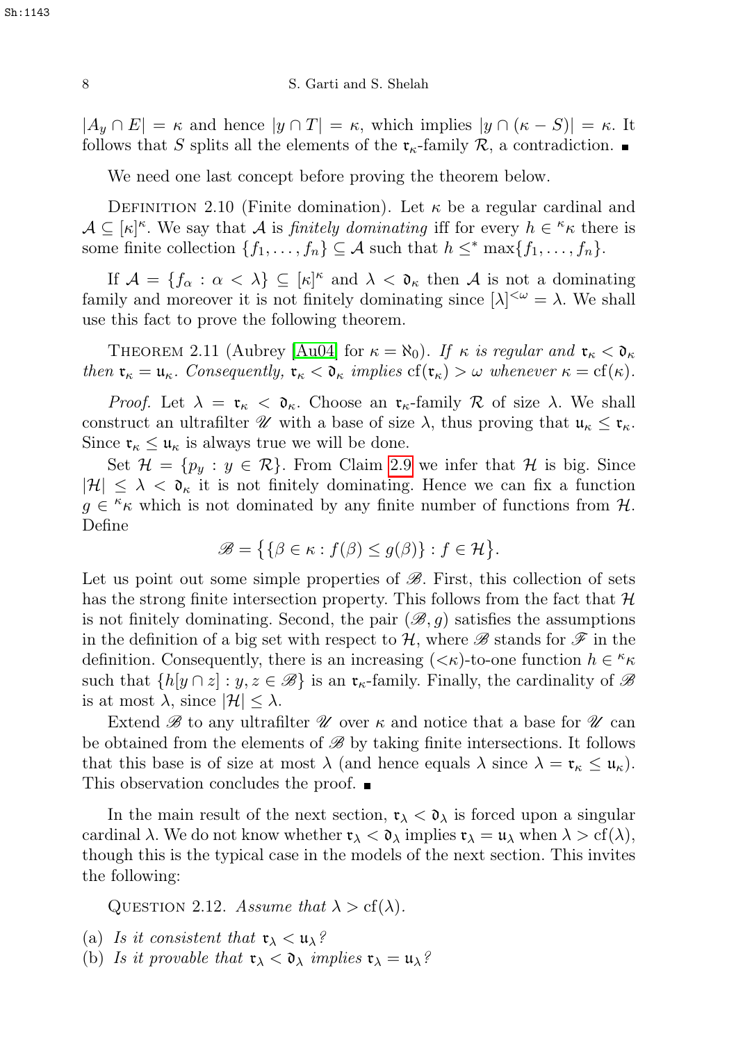$|A_y \cap E| = \kappa$ and hence $|y \cap T| = \kappa$, which implies $|y \cap (\kappa - S)| = \kappa$. It follows that $S$ splits all the elements of the $\mathfrak{r}_\kappa$-family $\mathcal{R}$, a contradiction. $\blacksquare$

We need one last concept before proving the theorem below.

Definition 2.10 (Finite domination). Let $\kappa$ be a regular cardinal and $\mathcal{A} \subseteq [\kappa]^\kappa$. We say that $\mathcal{A}$ is *finitely dominating* iff for every $h \in {}^\kappa\kappa$ there is some finite collection $\{f_1, \ldots, f_n\} \subseteq \mathcal{A}$ such that $h \leq^* \max\{f_1, \ldots, f_n\}$.

If $\mathcal{A} = \{f_\alpha : \alpha < \lambda\} \subseteq [\kappa]^\kappa$ and $\lambda < \mathfrak{d}_\kappa$ then $\mathcal{A}$ is not a dominating family and moreover it is not finitely dominating since $[\lambda]^{<\omega} = \lambda$. We shall use this fact to prove the following theorem.

Theorem 2.11 (Aubrey [Au04] for $\kappa = \aleph_0$). *If $\kappa$ is regular and $\mathfrak{r}_\kappa < \mathfrak{d}_\kappa$ then $\mathfrak{r}_\kappa = \mathfrak{u}_\kappa$. Consequently, $\mathfrak{r}_\kappa < \mathfrak{d}_\kappa$ implies $\mathrm{cf}(\mathfrak{r}_\kappa) > \omega$ whenever $\kappa = \mathrm{cf}(\kappa)$.*

*Proof.* Let $\lambda = \mathfrak{r}_\kappa < \mathfrak{d}_\kappa$. Choose an $\mathfrak{r}_\kappa$-family $\mathcal{R}$ of size $\lambda$. We shall construct an ultrafilter $\mathscr{U}$ with a base of size $\lambda$, thus proving that $\mathfrak{u}_\kappa \leq \mathfrak{r}_\kappa$. Since $\mathfrak{r}_\kappa \leq \mathfrak{u}_\kappa$ is always true we will be done.

Set $\mathcal{H} = \{p_y : y \in \mathcal{R}\}$. From Claim 2.9 we infer that $\mathcal{H}$ is big. Since $|\mathcal{H}| \leq \lambda < \mathfrak{d}_\kappa$ it is not finitely dominating. Hence we can fix a function $g \in {}^\kappa\kappa$ which is not dominated by any finite number of functions from $\mathcal{H}$. Define

$$\mathscr{B} = \big\{\{\beta \in \kappa : f(\beta) \leq g(\beta)\} : f \in \mathcal{H}\big\}.$$

Let us point out some simple properties of $\mathscr{B}$. First, this collection of sets has the strong finite intersection property. This follows from the fact that $\mathcal{H}$ is not finitely dominating. Second, the pair $(\mathscr{B}, g)$ satisfies the assumptions in the definition of a big set with respect to $\mathcal{H}$, where $\mathscr{B}$ stands for $\mathscr{F}$ in the definition. Consequently, there is an increasing $({<}\kappa)$-to-one function $h \in {}^\kappa\kappa$ such that $\{h[y \cap z] : y, z \in \mathscr{B}\}$ is an $\mathfrak{r}_\kappa$-family. Finally, the cardinality of $\mathscr{B}$ is at most $\lambda$, since $|\mathcal{H}| \leq \lambda$.

Extend $\mathscr{B}$ to any ultrafilter $\mathscr{U}$ over $\kappa$ and notice that a base for $\mathscr{U}$ can be obtained from the elements of $\mathscr{B}$ by taking finite intersections. It follows that this base is of size at most $\lambda$ (and hence equals $\lambda$ since $\lambda = \mathfrak{r}_\kappa \leq \mathfrak{u}_\kappa$). This observation concludes the proof. $\blacksquare$

In the main result of the next section, $\mathfrak{r}_\lambda < \mathfrak{d}_\lambda$ is forced upon a singular cardinal $\lambda$. We do not know whether $\mathfrak{r}_\lambda < \mathfrak{d}_\lambda$ implies $\mathfrak{r}_\lambda = \mathfrak{u}_\lambda$ when $\lambda > \mathrm{cf}(\lambda)$, though this is the typical case in the models of the next section. This invites the following:

Question 2.12. *Assume that $\lambda > \mathrm{cf}(\lambda)$.*

(a) *Is it consistent that $\mathfrak{r}_\lambda < \mathfrak{u}_\lambda$?*
(b) *Is it provable that $\mathfrak{r}_\lambda < \mathfrak{d}_\lambda$ implies $\mathfrak{r}_\lambda = \mathfrak{u}_\lambda$?*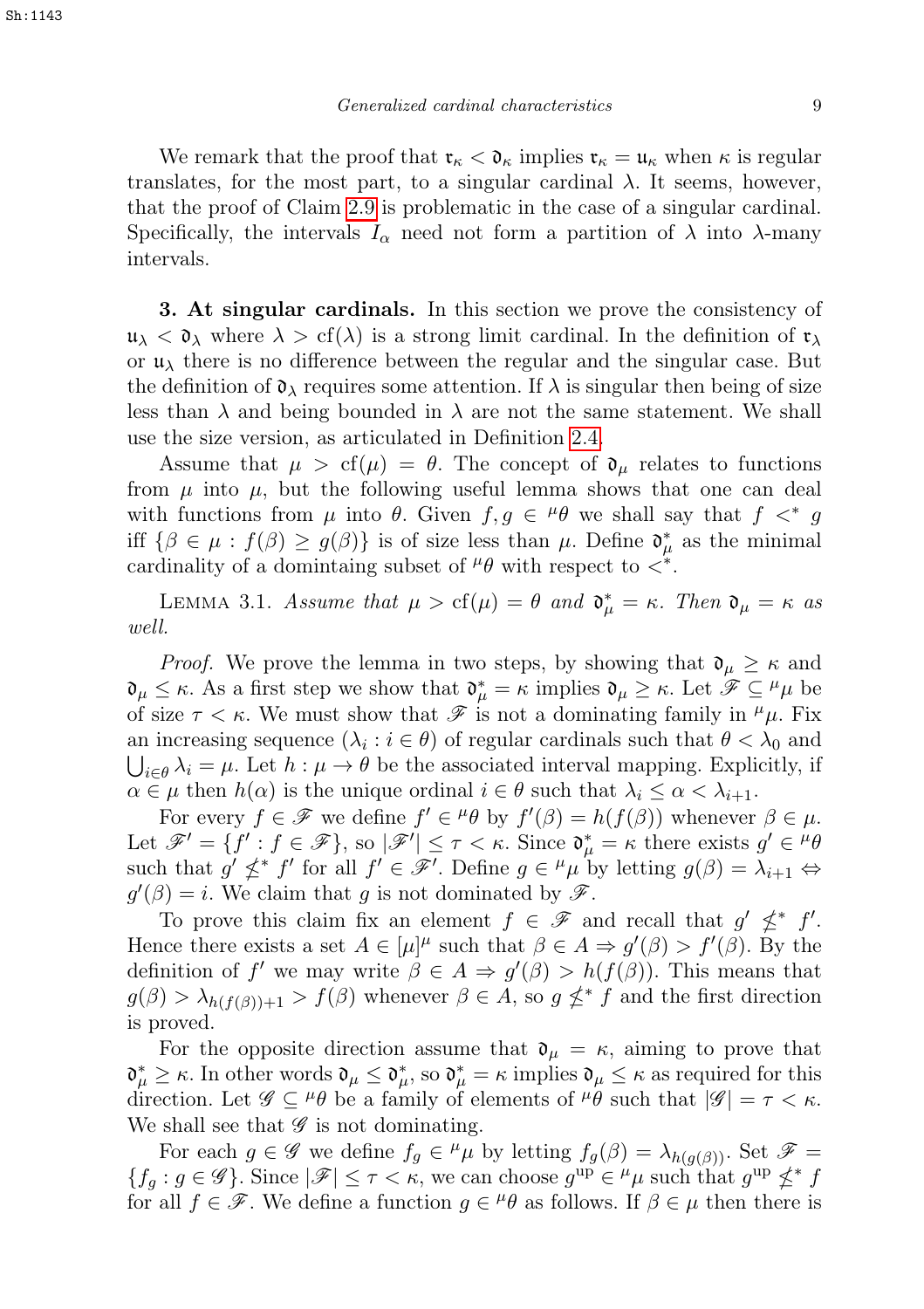We remark that the proof that $\mathfrak{r}_\kappa < \mathfrak{d}_\kappa$ implies $\mathfrak{r}_\kappa = \mathfrak{u}_\kappa$ when $\kappa$ is regular translates, for the most part, to a singular cardinal $\lambda$. It seems, however, that the proof of Claim 2.9 is problematic in the case of a singular cardinal. Specifically, the intervals $I_\alpha$ need not form a partition of $\lambda$ into $\lambda$-many intervals.

**3. At singular cardinals.** In this section we prove the consistency of $\mathfrak{u}_\lambda < \mathfrak{d}_\lambda$ where $\lambda > \mathrm{cf}(\lambda)$ is a strong limit cardinal. In the definition of $\mathfrak{r}_\lambda$ or $\mathfrak{u}_\lambda$ there is no difference between the regular and the singular case. But the definition of $\mathfrak{d}_\lambda$ requires some attention. If $\lambda$ is singular then being of size less than $\lambda$ and being bounded in $\lambda$ are not the same statement. We shall use the size version, as articulated in Definition 2.4.

Assume that $\mu > \mathrm{cf}(\mu) = \theta$. The concept of $\mathfrak{d}_\mu$ relates to functions from $\mu$ into $\mu$, but the following useful lemma shows that one can deal with functions from $\mu$ into $\theta$. Given $f, g \in {}^\mu\theta$ we shall say that $f <^* g$ iff $\{\beta \in \mu : f(\beta) \geq g(\beta)\}$ is of size less than $\mu$. Define $\mathfrak{d}^*_\mu$ as the minimal cardinality of a domintaing subset of ${}^\mu\theta$ with respect to $<^*$.

Lemma 3.1. *Assume that $\mu > \mathrm{cf}(\mu) = \theta$ and $\mathfrak{d}^*_\mu = \kappa$. Then $\mathfrak{d}_\mu = \kappa$ as well.*

*Proof.* We prove the lemma in two steps, by showing that $\mathfrak{d}_\mu \geq \kappa$ and $\mathfrak{d}_\mu \leq \kappa$. As a first step we show that $\mathfrak{d}^*_\mu = \kappa$ implies $\mathfrak{d}_\mu \geq \kappa$. Let $\mathscr{F} \subseteq {}^\mu\mu$ be of size $\tau < \kappa$. We must show that $\mathscr{F}$ is not a dominating family in ${}^\mu\mu$. Fix an increasing sequence $(\lambda_i : i \in \theta)$ of regular cardinals such that $\theta < \lambda_0$ and $\bigcup_{i\in\theta} \lambda_i = \mu$. Let $h : \mu \to \theta$ be the associated interval mapping. Explicitly, if $\alpha \in \mu$ then $h(\alpha)$ is the unique ordinal $i \in \theta$ such that $\lambda_i \leq \alpha < \lambda_{i+1}$.

For every $f \in \mathscr{F}$ we define $f' \in {}^\mu\theta$ by $f'(\beta) = h(f(\beta))$ whenever $\beta \in \mu$. Let $\mathscr{F}' = \{f' : f \in \mathscr{F}\}$, so $|\mathscr{F}'| \leq \tau < \kappa$. Since $\mathfrak{d}^*_\mu = \kappa$ there exists $g' \in {}^\mu\theta$ such that $g' \nleq^* f'$ for all $f' \in \mathscr{F}'$. Define $g \in {}^\mu\mu$ by letting $g(\beta) = \lambda_{i+1} \Leftrightarrow g'(\beta) = i$. We claim that $g$ is not dominated by $\mathscr{F}$.

To prove this claim fix an element $f \in \mathscr{F}$ and recall that $g' \nleq^* f'$. Hence there exists a set $A \in [\mu]^\mu$ such that $\beta \in A \Rightarrow g'(\beta) > f'(\beta)$. By the definition of $f'$ we may write $\beta \in A \Rightarrow g'(\beta) > h(f(\beta))$. This means that $g(\beta) > \lambda_{h(f(\beta))+1} > f(\beta)$ whenever $\beta \in A$, so $g \nleq^* f$ and the first direction is proved.

For the opposite direction assume that $\mathfrak{d}_\mu = \kappa$, aiming to prove that $\mathfrak{d}^*_\mu \geq \kappa$. In other words $\mathfrak{d}_\mu \leq \mathfrak{d}^*_\mu$, so $\mathfrak{d}^*_\mu = \kappa$ implies $\mathfrak{d}_\mu \leq \kappa$ as required for this direction. Let $\mathscr{G} \subseteq {}^\mu\theta$ be a family of elements of ${}^\mu\theta$ such that $|\mathscr{G}| = \tau < \kappa$. We shall see that $\mathscr{G}$ is not dominating.

For each $g \in \mathscr{G}$ we define $f_g \in {}^\mu\mu$ by letting $f_g(\beta) = \lambda_{h(g(\beta))}$. Set $\mathscr{F} = \{f_g : g \in \mathscr{G}\}$. Since $|\mathscr{F}| \leq \tau < \kappa$, we can choose $g^{\mathrm{up}} \in {}^\mu\mu$ such that $g^{\mathrm{up}} \nleq^* f$ for all $f \in \mathscr{F}$. We define a function $g \in {}^\mu\theta$ as follows. If $\beta \in \mu$ then there is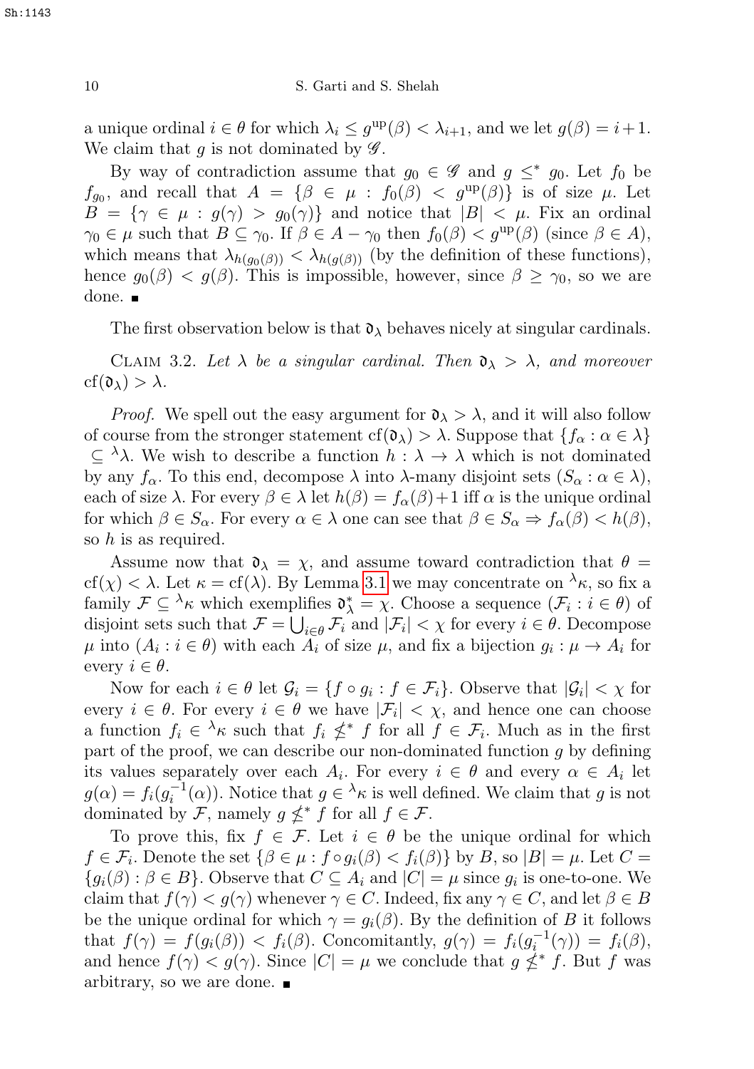a unique ordinal $i \in \theta$ for which $\lambda_i \leq g^{\rm up}(\beta) < \lambda_{i+1}$, and we let $g(\beta) = i+1$. We claim that $g$ is not dominated by $\mathscr{G}$.

By way of contradiction assume that $g_0 \in \mathscr{G}$ and $g \leq^* g_0$. Let $f_0$ be $f_{g_0}$, and recall that $A = \{\beta \in \mu : f_0(\beta) < g^{\rm up}(\beta)\}$ is of size $\mu$. Let $B = \{\gamma \in \mu : g(\gamma) > g_0(\gamma)\}$ and notice that $|B| < \mu$. Fix an ordinal $\gamma_0 \in \mu$ such that $B \subseteq \gamma_0$. If $\beta \in A - \gamma_0$ then $f_0(\beta) < g^{\rm up}(\beta)$ (since $\beta \in A$), which means that $\lambda_{h(g_0(\beta))} < \lambda_{h(g(\beta))}$ (by the definition of these functions), hence $g_0(\beta) < g(\beta)$. This is impossible, however, since $\beta \geq \gamma_0$, so we are done. ∎

The first observation below is that $\mathfrak{d}_\lambda$ behaves nicely at singular cardinals.

Claim 3.2. *Let $\lambda$ be a singular cardinal. Then $\mathfrak{d}_\lambda > \lambda$, and moreover $\mathrm{cf}(\mathfrak{d}_\lambda) > \lambda$.*

*Proof.* We spell out the easy argument for $\mathfrak{d}_\lambda > \lambda$, and it will also follow of course from the stronger statement $\mathrm{cf}(\mathfrak{d}_\lambda) > \lambda$. Suppose that $\{f_\alpha : \alpha \in \lambda\} \subseteq {}^\lambda\lambda$. We wish to describe a function $h : \lambda \to \lambda$ which is not dominated by any $f_\alpha$. To this end, decompose $\lambda$ into $\lambda$-many disjoint sets $(S_\alpha : \alpha \in \lambda)$, each of size $\lambda$. For every $\beta \in \lambda$ let $h(\beta) = f_\alpha(\beta)+1$ iff $\alpha$ is the unique ordinal for which $\beta \in S_\alpha$. For every $\alpha \in \lambda$ one can see that $\beta \in S_\alpha \Rightarrow f_\alpha(\beta) < h(\beta)$, so $h$ is as required.

Assume now that $\mathfrak{d}_\lambda = \chi$, and assume toward contradiction that $\theta = \mathrm{cf}(\chi) < \lambda$. Let $\kappa = \mathrm{cf}(\lambda)$. By Lemma 3.1 we may concentrate on ${}^\lambda\kappa$, so fix a family $\mathcal{F} \subseteq {}^\lambda\kappa$ which exemplifies $\mathfrak{d}^*_\lambda = \chi$. Choose a sequence $(\mathcal{F}_i : i \in \theta)$ of disjoint sets such that $\mathcal{F} = \bigcup_{i\in\theta} \mathcal{F}_i$ and $|\mathcal{F}_i| < \chi$ for every $i \in \theta$. Decompose $\mu$ into $(A_i : i \in \theta)$ with each $A_i$ of size $\mu$, and fix a bijection $g_i : \mu \to A_i$ for every $i \in \theta$.

Now for each $i \in \theta$ let $\mathcal{G}_i = \{f \circ g_i : f \in \mathcal{F}_i\}$. Observe that $|\mathcal{G}_i| < \chi$ for every $i \in \theta$. For every $i \in \theta$ we have $|\mathcal{F}_i| < \chi$, and hence one can choose a function $f_i \in {}^\lambda\kappa$ such that $f_i \nleq^* f$ for all $f \in \mathcal{F}_i$. Much as in the first part of the proof, we can describe our non-dominated function $g$ by defining its values separately over each $A_i$. For every $i \in \theta$ and every $\alpha \in A_i$ let $g(\alpha) = f_i(g_i^{-1}(\alpha))$. Notice that $g \in {}^\lambda\kappa$ is well defined. We claim that $g$ is not dominated by $\mathcal{F}$, namely $g \nleq^* f$ for all $f \in \mathcal{F}$.

To prove this, fix $f \in \mathcal{F}$. Let $i \in \theta$ be the unique ordinal for which $f \in \mathcal{F}_i$. Denote the set $\{\beta \in \mu : f \circ g_i(\beta) < f_i(\beta)\}$ by $B$, so $|B| = \mu$. Let $C = \{g_i(\beta) : \beta \in B\}$. Observe that $C \subseteq A_i$ and $|C| = \mu$ since $g_i$ is one-to-one. We claim that $f(\gamma) < g(\gamma)$ whenever $\gamma \in C$. Indeed, fix any $\gamma \in C$, and let $\beta \in B$ be the unique ordinal for which $\gamma = g_i(\beta)$. By the definition of $B$ it follows that $f(\gamma) = f(g_i(\beta)) < f_i(\beta)$. Concomitantly, $g(\gamma) = f_i(g_i^{-1}(\gamma)) = f_i(\beta)$, and hence $f(\gamma) < g(\gamma)$. Since $|C| = \mu$ we conclude that $g \nleq^* f$. But $f$ was arbitrary, so we are done. ∎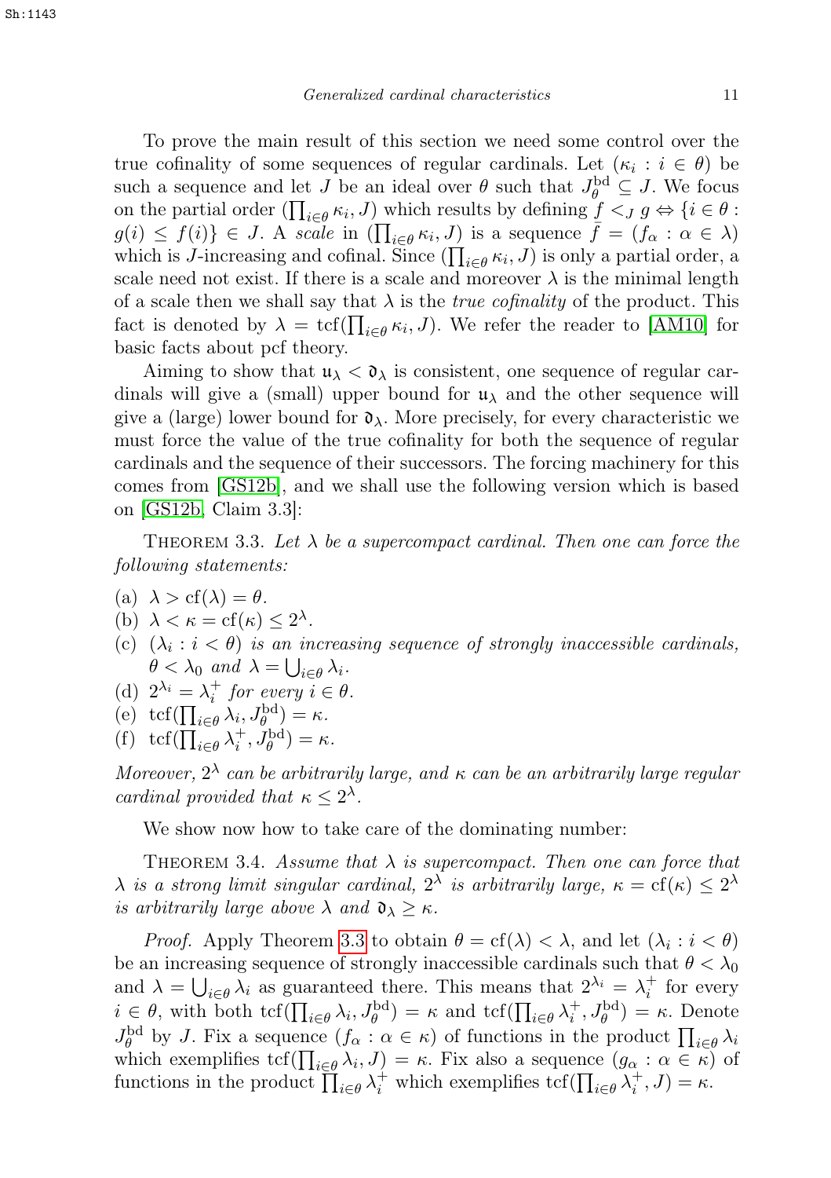To prove the main result of this section we need some control over the true cofinality of some sequences of regular cardinals. Let $(\kappa_i : i \in \theta)$ be such a sequence and let $J$ be an ideal over $\theta$ such that $J^{\rm bd}_\theta \subseteq J$. We focus on the partial order $(\prod_{i\in\theta} \kappa_i, J)$ which results by defining $f <_J g \Leftrightarrow \{i \in \theta : g(i) \leq f(i)\} \in J$. A *scale* in $(\prod_{i\in\theta} \kappa_i, J)$ is a sequence $\bar{f} = (f_\alpha : \alpha \in \lambda)$ which is $J$-increasing and cofinal. Since $(\prod_{i\in\theta} \kappa_i, J)$ is only a partial order, a scale need not exist. If there is a scale and moreover $\lambda$ is the minimal length of a scale then we shall say that $\lambda$ is the *true cofinality* of the product. This fact is denoted by $\lambda = {\rm tcf}(\prod_{i\in\theta} \kappa_i, J)$. We refer the reader to [AM10] for basic facts about pcf theory.

Aiming to show that $\mathfrak{u}_\lambda < \mathfrak{d}_\lambda$ is consistent, one sequence of regular cardinals will give a (small) upper bound for $\mathfrak{u}_\lambda$ and the other sequence will give a (large) lower bound for $\mathfrak{d}_\lambda$. More precisely, for every characteristic we must force the value of the true cofinality for both the sequence of regular cardinals and the sequence of their successors. The forcing machinery for this comes from [GS12b], and we shall use the following version which is based on [GS12b, Claim 3.3]:

Theorem 3.3. *Let $\lambda$ be a supercompact cardinal. Then one can force the following statements:*

(a) $\lambda > {\rm cf}(\lambda) = \theta$.
(b) $\lambda < \kappa = {\rm cf}(\kappa) \leq 2^\lambda$.
(c) *$(\lambda_i : i < \theta)$ is an increasing sequence of strongly inaccessible cardinals, $\theta < \lambda_0$ and $\lambda = \bigcup_{i\in\theta} \lambda_i$.*
(d) *$2^{\lambda_i} = \lambda_i^+$ for every $i \in \theta$.*
(e) ${\rm tcf}(\prod_{i\in\theta} \lambda_i, J^{\rm bd}_\theta) = \kappa$.
(f) ${\rm tcf}(\prod_{i\in\theta} \lambda_i^+, J^{\rm bd}_\theta) = \kappa$.

*Moreover, $2^\lambda$ can be arbitrarily large, and $\kappa$ can be an arbitrarily large regular cardinal provided that $\kappa \leq 2^\lambda$.*

We show now how to take care of the dominating number:

Theorem 3.4. *Assume that $\lambda$ is supercompact. Then one can force that $\lambda$ is a strong limit singular cardinal, $2^\lambda$ is arbitrarily large, $\kappa = {\rm cf}(\kappa) \leq 2^\lambda$ is arbitrarily large above $\lambda$ and $\mathfrak{d}_\lambda \geq \kappa$.*

*Proof.* Apply Theorem 3.3 to obtain $\theta = {\rm cf}(\lambda) < \lambda$, and let $(\lambda_i : i < \theta)$ be an increasing sequence of strongly inaccessible cardinals such that $\theta < \lambda_0$ and $\lambda = \bigcup_{i\in\theta} \lambda_i$ as guaranteed there. This means that $2^{\lambda_i} = \lambda_i^+$ for every $i \in \theta$, with both ${\rm tcf}(\prod_{i\in\theta} \lambda_i, J^{\rm bd}_\theta) = \kappa$ and ${\rm tcf}(\prod_{i\in\theta} \lambda_i^+, J^{\rm bd}_\theta) = \kappa$. Denote $J^{\rm bd}_\theta$ by $J$. Fix a sequence $(f_\alpha : \alpha \in \kappa)$ of functions in the product $\prod_{i\in\theta} \lambda_i$ which exemplifies ${\rm tcf}(\prod_{i\in\theta} \lambda_i, J) = \kappa$. Fix also a sequence $(g_\alpha : \alpha \in \kappa)$ of functions in the product $\prod_{i\in\theta} \lambda_i^+$ which exemplifies ${\rm tcf}(\prod_{i\in\theta} \lambda_i^+, J) = \kappa$.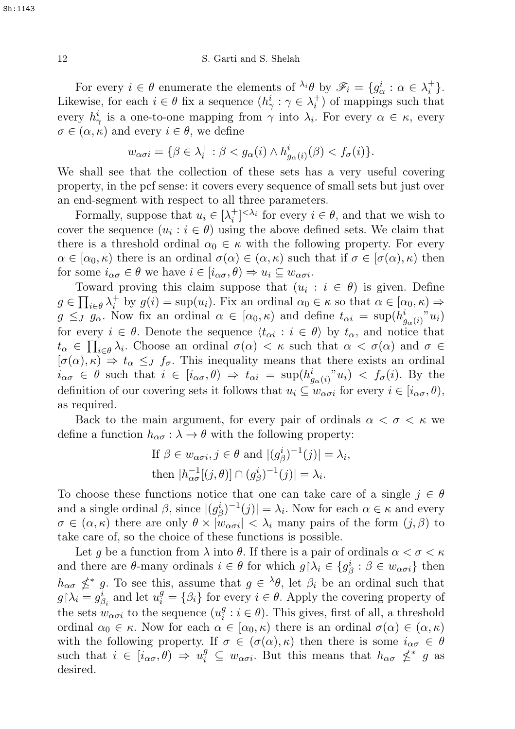For every $i \in \theta$ enumerate the elements of ${}^{\lambda_i}\theta$ by $\mathscr{F}_i = \{g^i_\alpha : \alpha \in \lambda_i^+\}$. Likewise, for each $i \in \theta$ fix a sequence $(h^i_\gamma : \gamma \in \lambda_i^+)$ of mappings such that every $h^i_\gamma$ is a one-to-one mapping from $\gamma$ into $\lambda_i$. For every $\alpha \in \kappa$, every $\sigma \in (\alpha, \kappa)$ and every $i \in \theta$, we define

$$w_{\alpha\sigma i} = \{\beta \in \lambda_i^+ : \beta < g_\alpha(i) \wedge h^i_{g_\alpha(i)}(\beta) < f_\sigma(i)\}.$$

We shall see that the collection of these sets has a very useful covering property, in the pcf sense: it covers every sequence of small sets but just over an end-segment with respect to all three parameters.

Formally, suppose that $u_i \in [\lambda_i^+]^{<\lambda_i}$ for every $i \in \theta$, and that we wish to cover the sequence $(u_i : i \in \theta)$ using the above defined sets. We claim that there is a threshold ordinal $\alpha_0 \in \kappa$ with the following property. For every $\alpha \in [\alpha_0, \kappa)$ there is an ordinal $\sigma(\alpha) \in (\alpha, \kappa)$ such that if $\sigma \in [\sigma(\alpha), \kappa)$ then for some $i_{\alpha\sigma} \in \theta$ we have $i \in [i_{\alpha\sigma}, \theta) \Rightarrow u_i \subseteq w_{\alpha\sigma i}$.

Toward proving this claim suppose that $(u_i : i \in \theta)$ is given. Define $g \in \prod_{i\in\theta} \lambda_i^+$ by $g(i) = \sup(u_i)$. Fix an ordinal $\alpha_0 \in \kappa$ so that $\alpha \in [\alpha_0, \kappa) \Rightarrow g \leq_J g_\alpha$. Now fix an ordinal $\alpha \in [\alpha_0, \kappa)$ and define $t_{\alpha i} = \sup(h^i_{g_\alpha(i)}{}''u_i)$ for every $i \in \theta$. Denote the sequence $\langle t_{\alpha i} : i \in \theta\rangle$ by $t_\alpha$, and notice that $t_\alpha \in \prod_{i\in\theta} \lambda_i$. Choose an ordinal $\sigma(\alpha) < \kappa$ such that $\alpha < \sigma(\alpha)$ and $\sigma \in [\sigma(\alpha), \kappa) \Rightarrow t_\alpha \leq_J f_\sigma$. This inequality means that there exists an ordinal $i_{\alpha\sigma} \in \theta$ such that $i \in [i_{\alpha\sigma}, \theta) \Rightarrow t_{\alpha i} = \sup(h^i_{g_\alpha(i)}{}''u_i) < f_\sigma(i)$. By the definition of our covering sets it follows that $u_i \subseteq w_{\alpha\sigma i}$ for every $i \in [i_{\alpha\sigma}, \theta)$, as required.

Back to the main argument, for every pair of ordinals $\alpha < \sigma < \kappa$ we define a function $h_{\alpha\sigma} : \lambda \to \theta$ with the following property:

$$\text{If } \beta \in w_{\alpha\sigma i}, j \in \theta \text{ and } |(g^i_\beta)^{-1}(j)| = \lambda_i,$$
$$\text{then } |h^{-1}_{\alpha\sigma}[(j, \theta)] \cap (g^i_\beta)^{-1}(j)| = \lambda_i.$$

To choose these functions notice that one can take care of a single $j \in \theta$ and a single ordinal $\beta$, since $|(g^i_\beta)^{-1}(j)| = \lambda_i$. Now for each $\alpha \in \kappa$ and every $\sigma \in (\alpha, \kappa)$ there are only $\theta \times |w_{\alpha\sigma i}| < \lambda_i$ many pairs of the form $(j, \beta)$ to take care of, so the choice of these functions is possible.

Let $g$ be a function from $\lambda$ into $\theta$. If there is a pair of ordinals $\alpha < \sigma < \kappa$ and there are $\theta$-many ordinals $i \in \theta$ for which $g \restriction \lambda_i \in \{g^i_\beta : \beta \in w_{\alpha\sigma i}\}$ then $h_{\alpha\sigma} \nleq^* g$. To see this, assume that $g \in {}^\lambda\theta$, let $\beta_i$ be an ordinal such that $g \restriction \lambda_i = g^i_{\beta_i}$ and let $u^g_i = \{\beta_i\}$ for every $i \in \theta$. Apply the covering property of the sets $w_{\alpha\sigma i}$ to the sequence $(u^g_i : i \in \theta)$. This gives, first of all, a threshold ordinal $\alpha_0 \in \kappa$. Now for each $\alpha \in [\alpha_0, \kappa)$ there is an ordinal $\sigma(\alpha) \in (\alpha, \kappa)$ with the following property. If $\sigma \in (\sigma(\alpha), \kappa)$ then there is some $i_{\alpha\sigma} \in \theta$ such that $i \in [i_{\alpha\sigma}, \theta) \Rightarrow u^g_i \subseteq w_{\alpha\sigma i}$. But this means that $h_{\alpha\sigma} \nleq^* g$ as desired.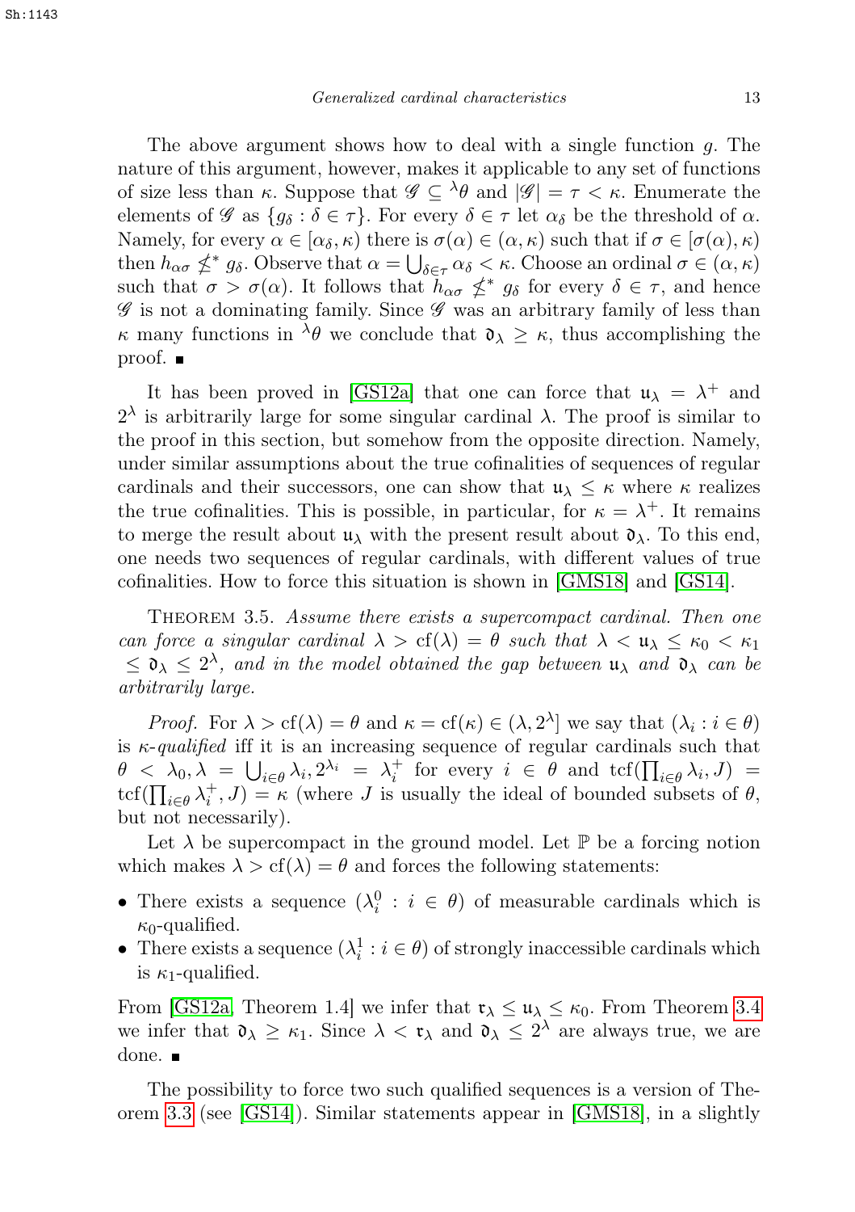The above argument shows how to deal with a single function $g$. The nature of this argument, however, makes it applicable to any set of functions of size less than $\kappa$. Suppose that $\mathscr{G} \subseteq {}^\lambda\theta$ and $|\mathscr{G}| = \tau < \kappa$. Enumerate the elements of $\mathscr{G}$ as $\{g_\delta : \delta \in \tau\}$. For every $\delta \in \tau$ let $\alpha_\delta$ be the threshold of $\alpha$. Namely, for every $\alpha \in [\alpha_\delta, \kappa)$ there is $\sigma(\alpha) \in (\alpha, \kappa)$ such that if $\sigma \in [\sigma(\alpha), \kappa)$ then $h_{\alpha\sigma} \nleq^* g_\delta$. Observe that $\alpha = \bigcup_{\delta\in\tau} \alpha_\delta < \kappa$. Choose an ordinal $\sigma \in (\alpha, \kappa)$ such that $\sigma > \sigma(\alpha)$. It follows that $h_{\alpha\sigma} \nleq^* g_\delta$ for every $\delta \in \tau$, and hence $\mathscr{G}$ is not a dominating family. Since $\mathscr{G}$ was an arbitrary family of less than $\kappa$ many functions in ${}^\lambda\theta$ we conclude that $\mathfrak{d}_\lambda \geq \kappa$, thus accomplishing the proof. ■

It has been proved in [GS12a] that one can force that $\mathfrak{u}_\lambda = \lambda^+$ and $2^\lambda$ is arbitrarily large for some singular cardinal $\lambda$. The proof is similar to the proof in this section, but somehow from the opposite direction. Namely, under similar assumptions about the true cofinalities of sequences of regular cardinals and their successors, one can show that $\mathfrak{u}_\lambda \leq \kappa$ where $\kappa$ realizes the true cofinalities. This is possible, in particular, for $\kappa = \lambda^+$. It remains to merge the result about $\mathfrak{u}_\lambda$ with the present result about $\mathfrak{d}_\lambda$. To this end, one needs two sequences of regular cardinals, with different values of true cofinalities. How to force this situation is shown in [GMS18] and [GS14].

Theorem 3.5. *Assume there exists a supercompact cardinal. Then one can force a singular cardinal $\lambda > \mathrm{cf}(\lambda) = \theta$ such that $\lambda < \mathfrak{u}_\lambda \leq \kappa_0 < \kappa_1 \leq \mathfrak{d}_\lambda \leq 2^\lambda$, and in the model obtained the gap between $\mathfrak{u}_\lambda$ and $\mathfrak{d}_\lambda$ can be arbitrarily large.*

*Proof.* For $\lambda > \mathrm{cf}(\lambda) = \theta$ and $\kappa = \mathrm{cf}(\kappa) \in (\lambda, 2^\lambda]$ we say that $(\lambda_i : i \in \theta)$ is *$\kappa$-qualified* iff it is an increasing sequence of regular cardinals such that $\theta < \lambda_0, \lambda = \bigcup_{i\in\theta} \lambda_i, 2^{\lambda_i} = \lambda_i^+$ for every $i \in \theta$ and $\mathrm{tcf}(\prod_{i\in\theta} \lambda_i, J) = \mathrm{tcf}(\prod_{i\in\theta} \lambda_i^+, J) = \kappa$ (where $J$ is usually the ideal of bounded subsets of $\theta$, but not necessarily).

Let $\lambda$ be supercompact in the ground model. Let $\mathbb{P}$ be a forcing notion which makes $\lambda > \mathrm{cf}(\lambda) = \theta$ and forces the following statements:

- There exists a sequence $(\lambda_i^0 : i \in \theta)$ of measurable cardinals which is $\kappa_0$-qualified.
- There exists a sequence $(\lambda_i^1 : i \in \theta)$ of strongly inaccessible cardinals which is $\kappa_1$-qualified.

From [GS12a, Theorem 1.4] we infer that $\mathfrak{r}_\lambda \leq \mathfrak{u}_\lambda \leq \kappa_0$. From Theorem 3.4 we infer that $\mathfrak{d}_\lambda \geq \kappa_1$. Since $\lambda < \mathfrak{r}_\lambda$ and $\mathfrak{d}_\lambda \leq 2^\lambda$ are always true, we are done. ■

The possibility to force two such qualified sequences is a version of Theorem 3.3 (see [GS14]). Similar statements appear in [GMS18], in a slightly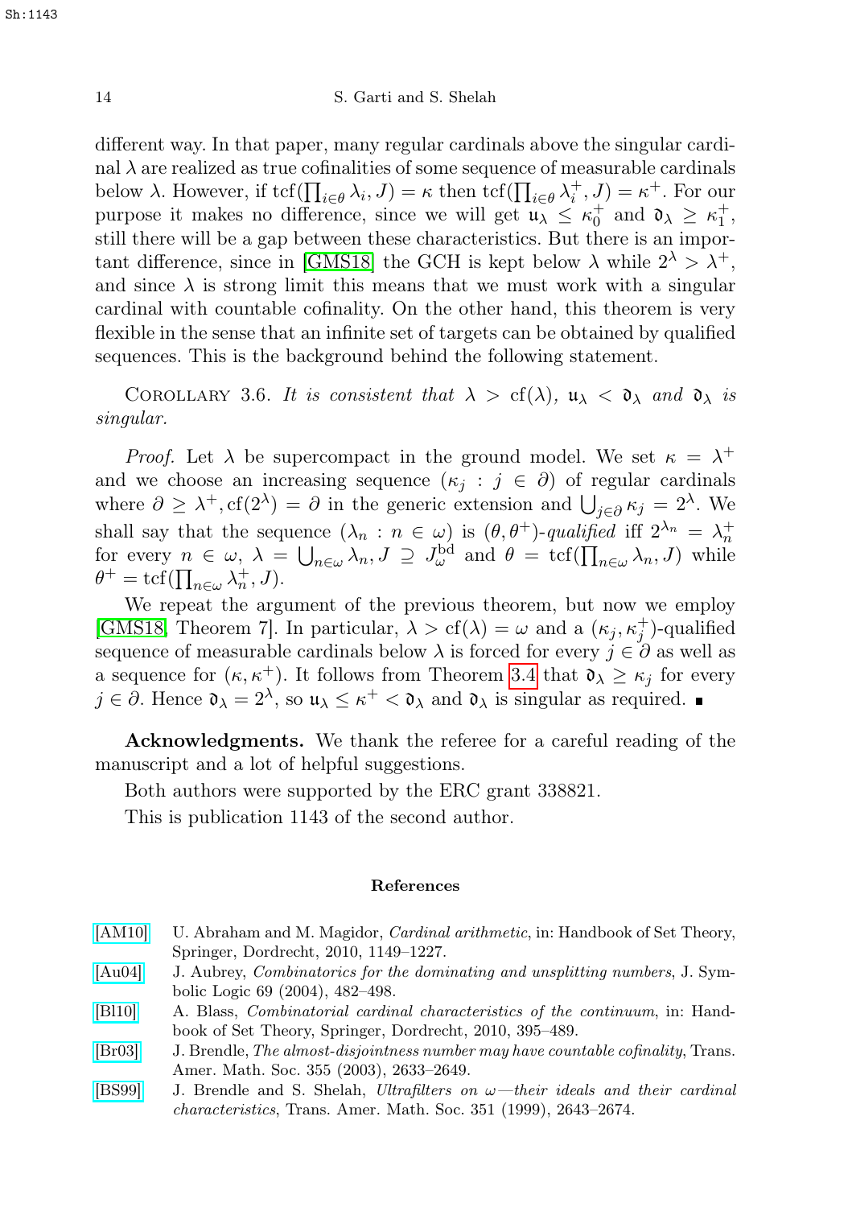different way. In that paper, many regular cardinals above the singular cardinal $\lambda$ are realized as true cofinalities of some sequence of measurable cardinals below $\lambda$. However, if $\mathrm{tcf}(\prod_{i\in\theta}\lambda_i, J) = \kappa$ then $\mathrm{tcf}(\prod_{i\in\theta}\lambda_i^+, J) = \kappa^+$. For our purpose it makes no difference, since we will get $\mathfrak{u}_\lambda \leq \kappa_0^+$ and $\mathfrak{d}_\lambda \geq \kappa_1^+$, still there will be a gap between these characteristics. But there is an important difference, since in [GMS18] the GCH is kept below $\lambda$ while $2^\lambda > \lambda^+$, and since $\lambda$ is strong limit this means that we must work with a singular cardinal with countable cofinality. On the other hand, this theorem is very flexible in the sense that an infinite set of targets can be obtained by qualified sequences. This is the background behind the following statement.

Corollary 3.6. *It is consistent that $\lambda > \mathrm{cf}(\lambda)$, $\mathfrak{u}_\lambda < \mathfrak{d}_\lambda$ and $\mathfrak{d}_\lambda$ is singular.*

*Proof.* Let $\lambda$ be supercompact in the ground model. We set $\kappa = \lambda^+$ and we choose an increasing sequence $(\kappa_j : j \in \partial)$ of regular cardinals where $\partial \geq \lambda^+, \mathrm{cf}(2^\lambda) = \partial$ in the generic extension and $\bigcup_{j\in\partial}\kappa_j = 2^\lambda$. We shall say that the sequence $(\lambda_n : n \in \omega)$ is $(\theta, \theta^+)$-*qualified* iff $2^{\lambda_n} = \lambda_n^+$ for every $n \in \omega$, $\lambda = \bigcup_{n\in\omega}\lambda_n, J \supseteq J_\omega^{\mathrm{bd}}$ and $\theta = \mathrm{tcf}(\prod_{n\in\omega}\lambda_n, J)$ while $\theta^+ = \mathrm{tcf}(\prod_{n\in\omega}\lambda_n^+, J)$.

We repeat the argument of the previous theorem, but now we employ [GMS18, Theorem 7]. In particular, $\lambda > \mathrm{cf}(\lambda) = \omega$ and a $(\kappa_j, \kappa_j^+)$-qualified sequence of measurable cardinals below $\lambda$ is forced for every $j \in \partial$ as well as a sequence for $(\kappa, \kappa^+)$. It follows from Theorem 3.4 that $\mathfrak{d}_\lambda \geq \kappa_j$ for every $j \in \partial$. Hence $\mathfrak{d}_\lambda = 2^\lambda$, so $\mathfrak{u}_\lambda \leq \kappa^+ < \mathfrak{d}_\lambda$ and $\mathfrak{d}_\lambda$ is singular as required. ∎

**Acknowledgments.** We thank the referee for a careful reading of the manuscript and a lot of helpful suggestions.

Both authors were supported by the ERC grant 338821.

This is publication 1143 of the second author.

## References

[AM10] U. Abraham and M. Magidor, *Cardinal arithmetic*, in: Handbook of Set Theory, Springer, Dordrecht, 2010, 1149–1227.

[Au04] J. Aubrey, *Combinatorics for the dominating and unsplitting numbers*, J. Symbolic Logic 69 (2004), 482–498.

[Bl10] A. Blass, *Combinatorial cardinal characteristics of the continuum*, in: Handbook of Set Theory, Springer, Dordrecht, 2010, 395–489.

[Br03] J. Brendle, *The almost-disjointness number may have countable cofinality*, Trans. Amer. Math. Soc. 355 (2003), 2633–2649.

[BS99] J. Brendle and S. Shelah, *Ultrafilters on ω—their ideals and their cardinal characteristics*, Trans. Amer. Math. Soc. 351 (1999), 2643–2674.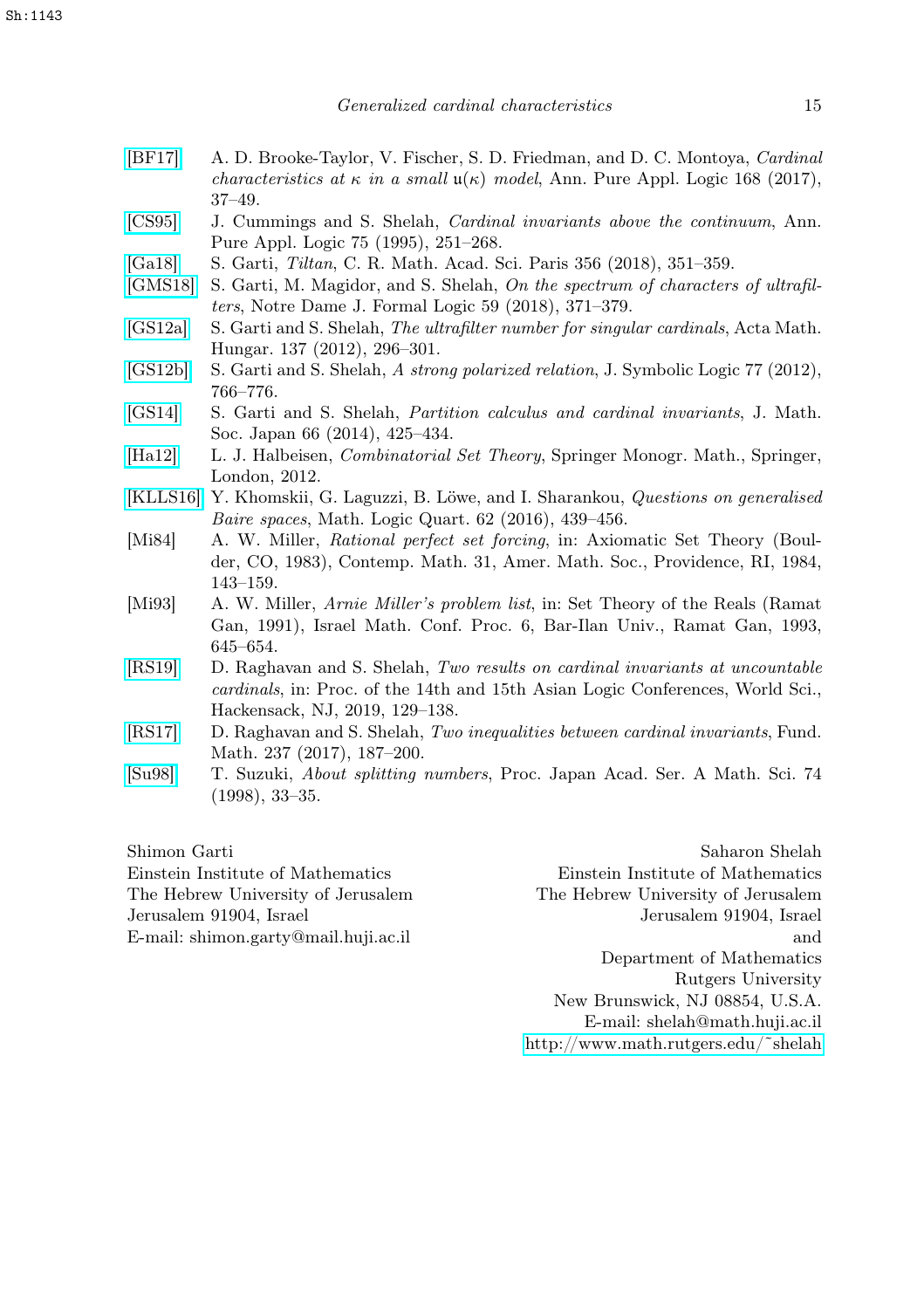[BF17] A. D. Brooke-Taylor, V. Fischer, S. D. Friedman, and D. C. Montoya, *Cardinal characteristics at $\kappa$ in a small $\mathfrak{u}(\kappa)$ model*, Ann. Pure Appl. Logic 168 (2017), 37–49.

[CS95] J. Cummings and S. Shelah, *Cardinal invariants above the continuum*, Ann. Pure Appl. Logic 75 (1995), 251–268.

[Ga18] S. Garti, *Tiltan*, C. R. Math. Acad. Sci. Paris 356 (2018), 351–359.

[GMS18] S. Garti, M. Magidor, and S. Shelah, *On the spectrum of characters of ultrafilters*, Notre Dame J. Formal Logic 59 (2018), 371–379.

[GS12a] S. Garti and S. Shelah, *The ultrafilter number for singular cardinals*, Acta Math. Hungar. 137 (2012), 296–301.

[GS12b] S. Garti and S. Shelah, *A strong polarized relation*, J. Symbolic Logic 77 (2012), 766–776.

[GS14] S. Garti and S. Shelah, *Partition calculus and cardinal invariants*, J. Math. Soc. Japan 66 (2014), 425–434.

[Ha12] L. J. Halbeisen, *Combinatorial Set Theory*, Springer Monogr. Math., Springer, London, 2012.

[KLLS16] Y. Khomskii, G. Laguzzi, B. Löwe, and I. Sharankou, *Questions on generalised Baire spaces*, Math. Logic Quart. 62 (2016), 439–456.

[Mi84] A. W. Miller, *Rational perfect set forcing*, in: Axiomatic Set Theory (Boulder, CO, 1983), Contemp. Math. 31, Amer. Math. Soc., Providence, RI, 1984, 143–159.

[Mi93] A. W. Miller, *Arnie Miller's problem list*, in: Set Theory of the Reals (Ramat Gan, 1991), Israel Math. Conf. Proc. 6, Bar-Ilan Univ., Ramat Gan, 1993, 645–654.

[RS19] D. Raghavan and S. Shelah, *Two results on cardinal invariants at uncountable cardinals*, in: Proc. of the 14th and 15th Asian Logic Conferences, World Sci., Hackensack, NJ, 2019, 129–138.

[RS17] D. Raghavan and S. Shelah, *Two inequalities between cardinal invariants*, Fund. Math. 237 (2017), 187–200.

[Su98] T. Suzuki, *About splitting numbers*, Proc. Japan Acad. Ser. A Math. Sci. 74 (1998), 33–35.

Shimon Garti
Einstein Institute of Mathematics
The Hebrew University of Jerusalem
Jerusalem 91904, Israel
E-mail: shimon.garty@mail.huji.ac.il

Saharon Shelah
Einstein Institute of Mathematics
The Hebrew University of Jerusalem
Jerusalem 91904, Israel
and
Department of Mathematics
Rutgers University
New Brunswick, NJ 08854, U.S.A.
E-mail: shelah@math.huji.ac.il
http://www.math.rutgers.edu/~shelah